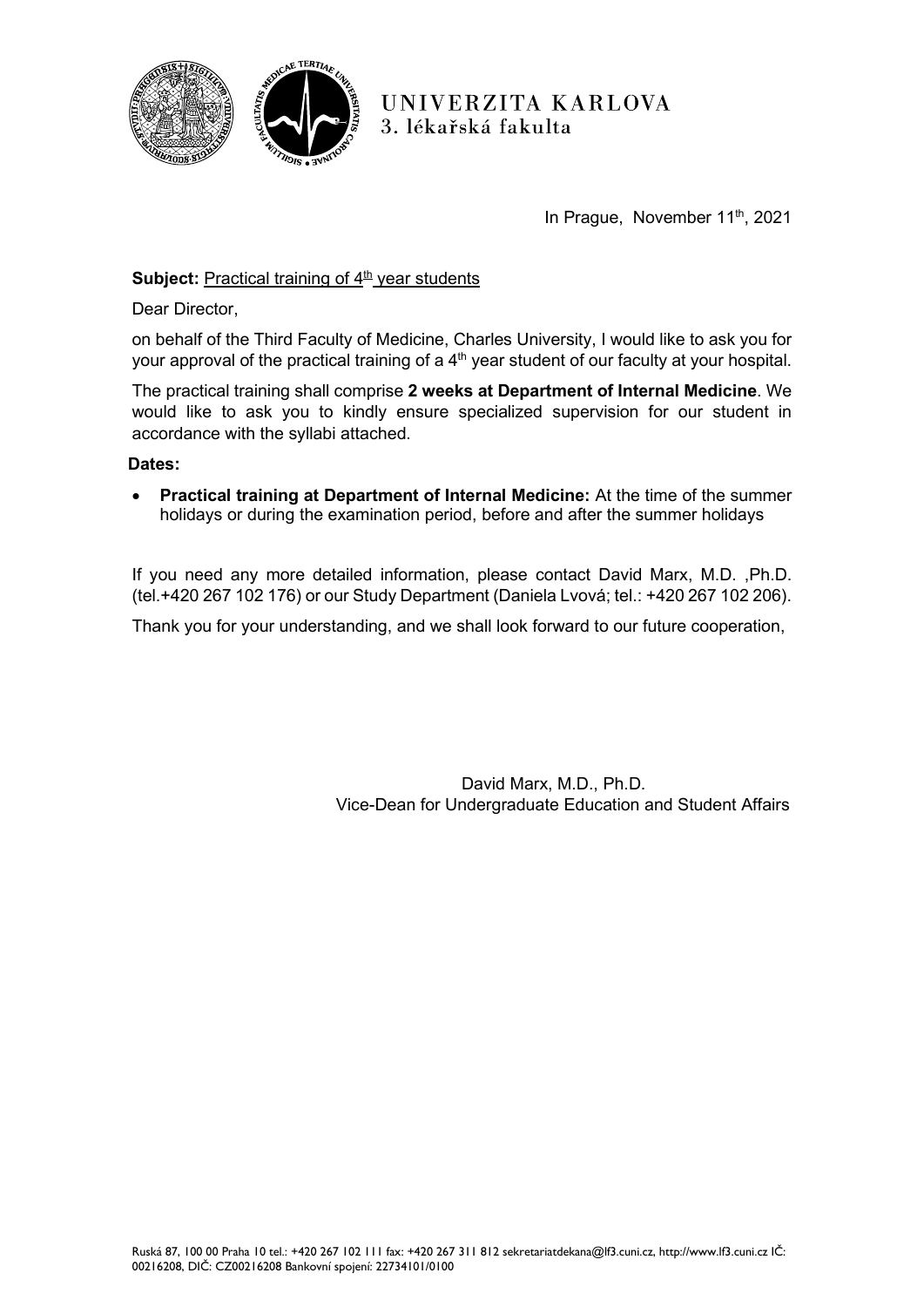UNIVERZITA KARLOVA
3. lékařská fakulta

In Prague, November 11th, 2021

**Subject:** Practical training of 4th year students

Dear Director,

on behalf of the Third Faculty of Medicine, Charles University, I would like to ask you for your approval of the practical training of a 4th year student of our faculty at your hospital.

The practical training shall comprise **2 weeks at Department of Internal Medicine**. We would like to ask you to kindly ensure specialized supervision for our student in accordance with the syllabi attached.

**Dates:**

- **Practical training at Department of Internal Medicine:** At the time of the summer holidays or during the examination period, before and after the summer holidays

If you need any more detailed information, please contact David Marx, M.D. ,Ph.D. (tel.+420 267 102 176) or our Study Department (Daniela Lvová; tel.: +420 267 102 206).

Thank you for your understanding, and we shall look forward to our future cooperation,

David Marx, M.D., Ph.D.
Vice-Dean for Undergraduate Education and Student Affairs

Ruská 87, 100 00 Praha 10 tel.: +420 267 102 111 fax: +420 267 311 812 sekretariatdekana@lf3.cuni.cz, http://www.lf3.cuni.cz IČ: 00216208, DIČ: CZ00216208 Bankovní spojení: 22734101/0100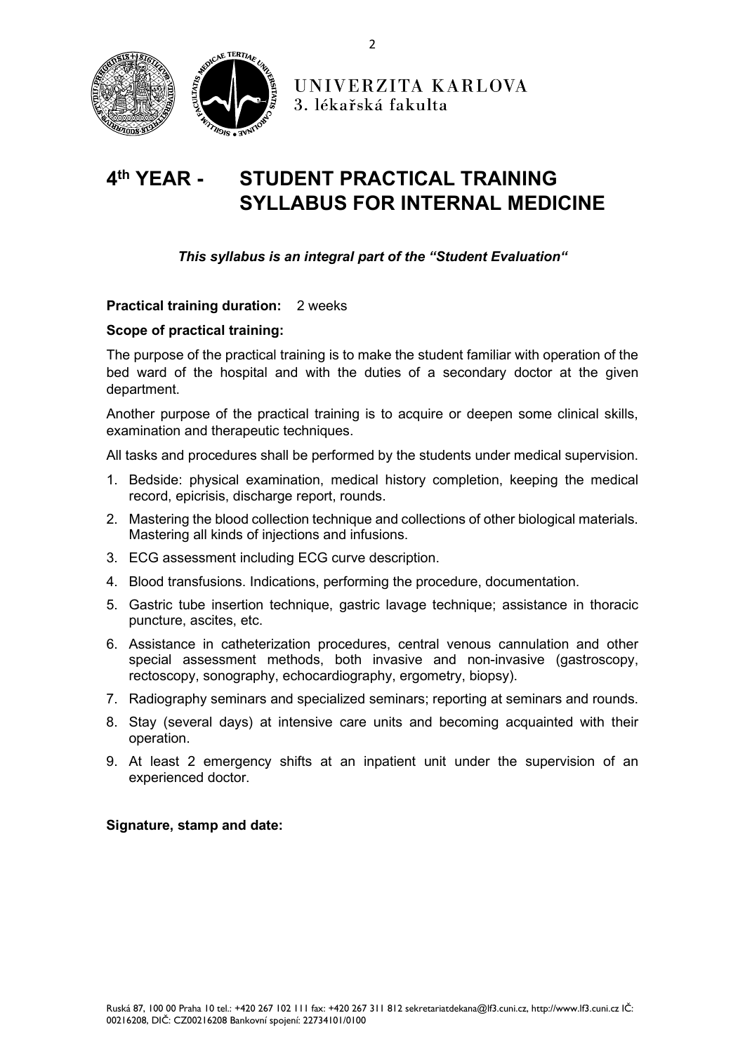UNIVERZITA KARLOVA
3. lékařská fakulta

# 4th YEAR - STUDENT PRACTICAL TRAINING SYLLABUS FOR INTERNAL MEDICINE

***This syllabus is an integral part of the "Student Evaluation"***

**Practical training duration:** 2 weeks

**Scope of practical training:**

The purpose of the practical training is to make the student familiar with operation of the bed ward of the hospital and with the duties of a secondary doctor at the given department.

Another purpose of the practical training is to acquire or deepen some clinical skills, examination and therapeutic techniques.

All tasks and procedures shall be performed by the students under medical supervision.

1. Bedside: physical examination, medical history completion, keeping the medical record, epicrisis, discharge report, rounds.
2. Mastering the blood collection technique and collections of other biological materials. Mastering all kinds of injections and infusions.
3. ECG assessment including ECG curve description.
4. Blood transfusions. Indications, performing the procedure, documentation.
5. Gastric tube insertion technique, gastric lavage technique; assistance in thoracic puncture, ascites, etc.
6. Assistance in catheterization procedures, central venous cannulation and other special assessment methods, both invasive and non-invasive (gastroscopy, rectoscopy, sonography, echocardiography, ergometry, biopsy).
7. Radiography seminars and specialized seminars; reporting at seminars and rounds.
8. Stay (several days) at intensive care units and becoming acquainted with their operation.
9. At least 2 emergency shifts at an inpatient unit under the supervision of an experienced doctor.

**Signature, stamp and date:**

Ruská 87, 100 00 Praha 10 tel.: +420 267 102 111 fax: +420 267 311 812 sekretariatdekana@lf3.cuni.cz, http://www.lf3.cuni.cz IČ: 00216208, DIČ: CZ00216208 Bankovní spojení: 22734101/0100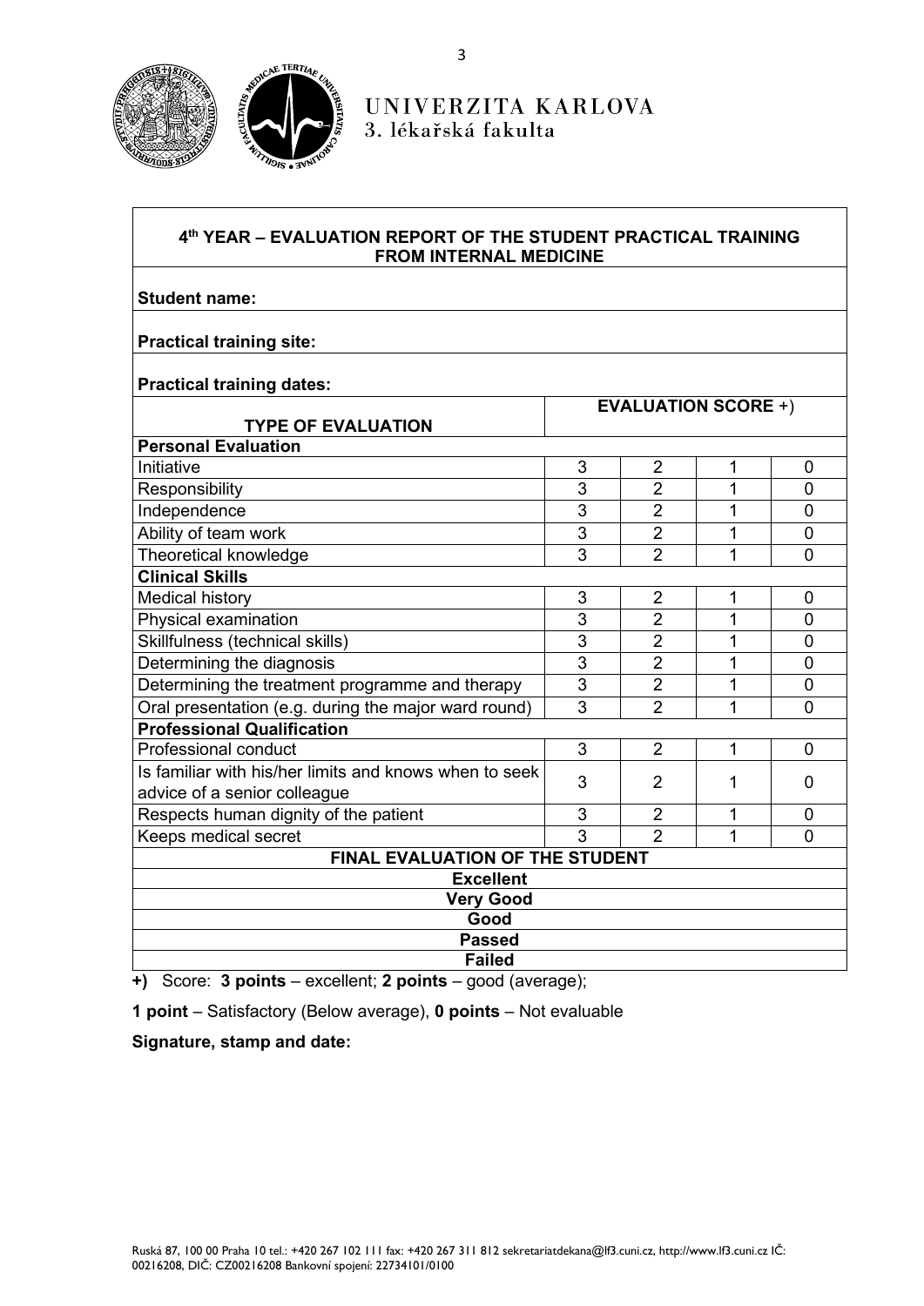UNIVERZITA KARLOVA
3. lékařská fakulta

## 4th YEAR – EVALUATION REPORT OF THE STUDENT PRACTICAL TRAINING FROM INTERNAL MEDICINE

**Student name:**

**Practical training site:**

**Practical training dates:**

| TYPE OF EVALUATION | EVALUATION SCORE +) | | | |
|---|---|---|---|---|
| **Personal Evaluation** | | | | |
| Initiative | 3 | 2 | 1 | 0 |
| Responsibility | 3 | 2 | 1 | 0 |
| Independence | 3 | 2 | 1 | 0 |
| Ability of team work | 3 | 2 | 1 | 0 |
| Theoretical knowledge | 3 | 2 | 1 | 0 |
| **Clinical Skills** | | | | |
| Medical history | 3 | 2 | 1 | 0 |
| Physical examination | 3 | 2 | 1 | 0 |
| Skillfulness (technical skills) | 3 | 2 | 1 | 0 |
| Determining the diagnosis | 3 | 2 | 1 | 0 |
| Determining the treatment programme and therapy | 3 | 2 | 1 | 0 |
| Oral presentation (e.g. during the major ward round) | 3 | 2 | 1 | 0 |
| **Professional Qualification** | | | | |
| Professional conduct | 3 | 2 | 1 | 0 |
| Is familiar with his/her limits and knows when to seek advice of a senior colleague | 3 | 2 | 1 | 0 |
| Respects human dignity of the patient | 3 | 2 | 1 | 0 |
| Keeps medical secret | 3 | 2 | 1 | 0 |
| **FINAL EVALUATION OF THE STUDENT** | | | | |
| **Excellent** | | | | |
| **Very Good** | | | | |
| **Good** | | | | |
| **Passed** | | | | |
| **Failed** | | | | |

**+)** Score: **3 points** – excellent; **2 points** – good (average);

**1 point** – Satisfactory (Below average), **0 points** – Not evaluable

**Signature, stamp and date:**

Ruská 87, 100 00 Praha 10 tel.: +420 267 102 111 fax: +420 267 311 812 sekretariatdekana@lf3.cuni.cz, http://www.lf3.cuni.cz IČ: 00216208, DIČ: CZ00216208 Bankovní spojení: 22734101/0100